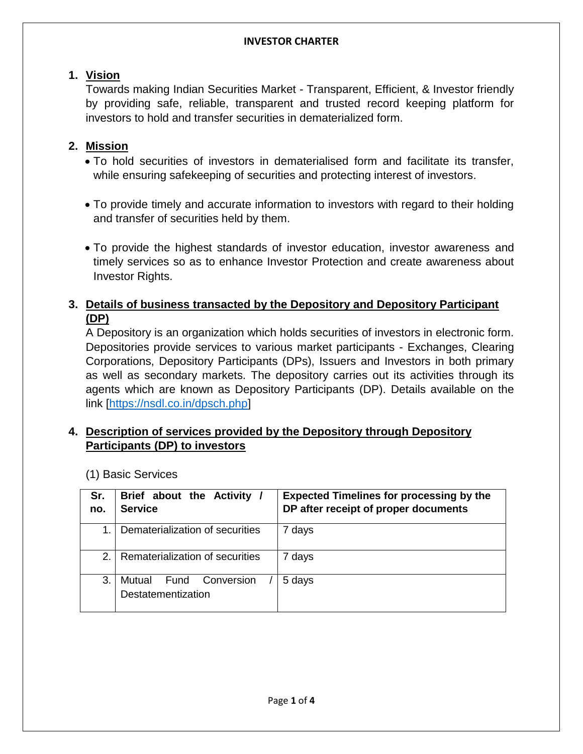# INVESTOR CHARTER

## 1. Vision

Towards making Indian Securities Market - Transparent, Efficient, & Investor friendly by providing safe, reliable, transparent and trusted record keeping platform for investors to hold and transfer securities in dematerialized form.

## 2. Mission

- To hold securities of investors in dematerialised form and facilitate its transfer, while ensuring safekeeping of securities and protecting interest of investors.
- To provide timely and accurate information to investors with regard to their holding and transfer of securities held by them.
- To provide the highest standards of investor education, investor awareness and timely services so as to enhance Investor Protection and create awareness about Investor Rights.

## 3. Details of business transacted by the Depository and Depository Participant (DP)

A Depository is an organization which holds securities of investors in electronic form. Depositories provide services to various market participants - Exchanges, Clearing Corporations, Depository Participants (DPs), Issuers and Investors in both primary as well as secondary markets. The depository carries out its activities through its agents which are known as Depository Participants (DP). Details available on the link [https://nsdl.co.in/dpsch.php]

## 4. Description of services provided by the Depository through Depository Participants (DP) to investors

(1) Basic Services

| Sr. no. | Brief about the Activity / Service | Expected Timelines for processing by the DP after receipt of proper documents |
|---|---|---|
| 1. | Dematerialization of securities | 7 days |
| 2. | Rematerialization of securities | 7 days |
| 3. | Mutual Fund Conversion / Destatementization | 5 days |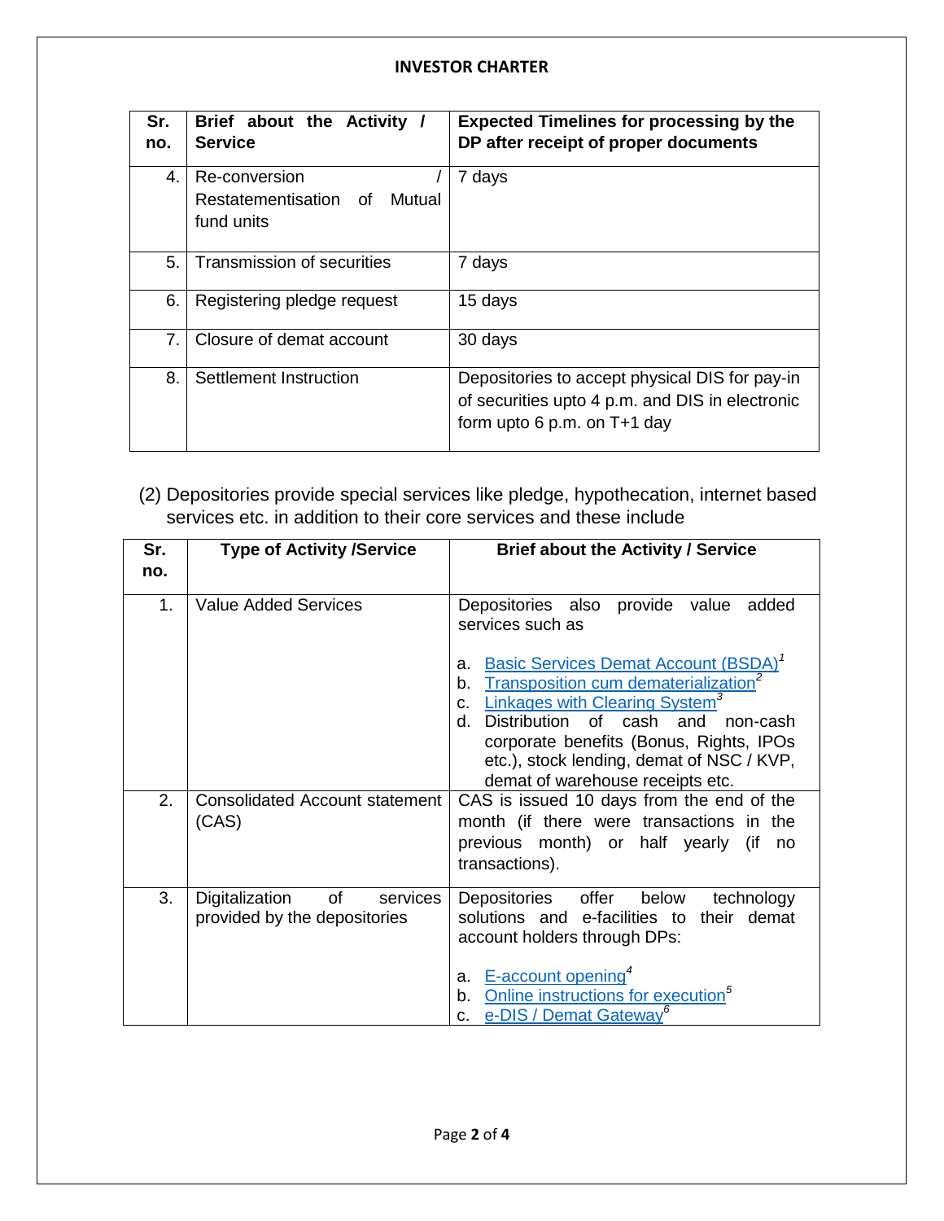**INVESTOR CHARTER**

| Sr. no. | Brief about the Activity / Service | Expected Timelines for processing by the DP after receipt of proper documents |
|---|---|---|
| 4. | Re-conversion / Restatementisation of Mutual fund units | 7 days |
| 5. | Transmission of securities | 7 days |
| 6. | Registering pledge request | 15 days |
| 7. | Closure of demat account | 30 days |
| 8. | Settlement Instruction | Depositories to accept physical DIS for pay-in of securities upto 4 p.m. and DIS in electronic form upto 6 p.m. on T+1 day |

(2) Depositories provide special services like pledge, hypothecation, internet based services etc. in addition to their core services and these include

| Sr. no. | Type of Activity /Service | Brief about the Activity / Service |
|---|---|---|
| 1. | Value Added Services | Depositories also provide value added services such as<br><br>a. Basic Services Demat Account (BSDA)[1]<br>b. Transposition cum dematerialization[2]<br>c. Linkages with Clearing System[3]<br>d. Distribution of cash and non-cash corporate benefits (Bonus, Rights, IPOs etc.), stock lending, demat of NSC / KVP, demat of warehouse receipts etc. |
| 2. | Consolidated Account statement (CAS) | CAS is issued 10 days from the end of the month (if there were transactions in the previous month) or half yearly (if no transactions). |
| 3. | Digitalization of services provided by the depositories | Depositories offer below technology solutions and e-facilities to their demat account holders through DPs:<br><br>a. E-account opening[4]<br>b. Online instructions for execution[5]<br>c. e-DIS / Demat Gateway[6] |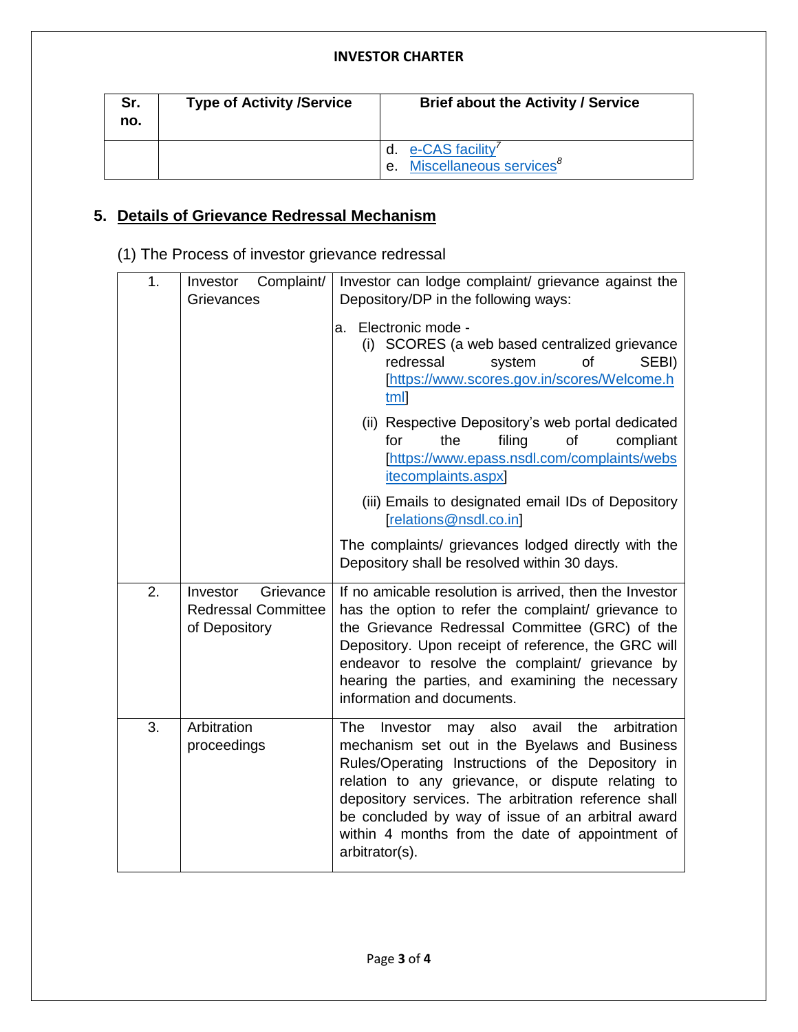**INVESTOR CHARTER**

| Sr. no. | Type of Activity /Service | Brief about the Activity / Service |
|---|---|---|
| | | d. e-CAS facility[7]<br>e. Miscellaneous services[8] |

## 5. Details of Grievance Redressal Mechanism

(1) The Process of investor grievance redressal

| | | |
|---|---|---|
| 1. | Investor Complaint/ Grievances | Investor can lodge complaint/ grievance against the Depository/DP in the following ways:<br><br>a. Electronic mode -<br>(i) SCORES (a web based centralized grievance redressal system of SEBI) [https://www.scores.gov.in/scores/Welcome.html]<br>(ii) Respective Depository's web portal dedicated for the filing of compliant [https://www.epass.nsdl.com/complaints/websitecomplaints.aspx]<br>(iii) Emails to designated email IDs of Depository [relations@nsdl.co.in]<br><br>The complaints/ grievances lodged directly with the Depository shall be resolved within 30 days. |
| 2. | Investor Grievance Redressal Committee of Depository | If no amicable resolution is arrived, then the Investor has the option to refer the complaint/ grievance to the Grievance Redressal Committee (GRC) of the Depository. Upon receipt of reference, the GRC will endeavor to resolve the complaint/ grievance by hearing the parties, and examining the necessary information and documents. |
| 3. | Arbitration proceedings | The Investor may also avail the arbitration mechanism set out in the Byelaws and Business Rules/Operating Instructions of the Depository in relation to any grievance, or dispute relating to depository services. The arbitration reference shall be concluded by way of issue of an arbitral award within 4 months from the date of appointment of arbitrator(s). |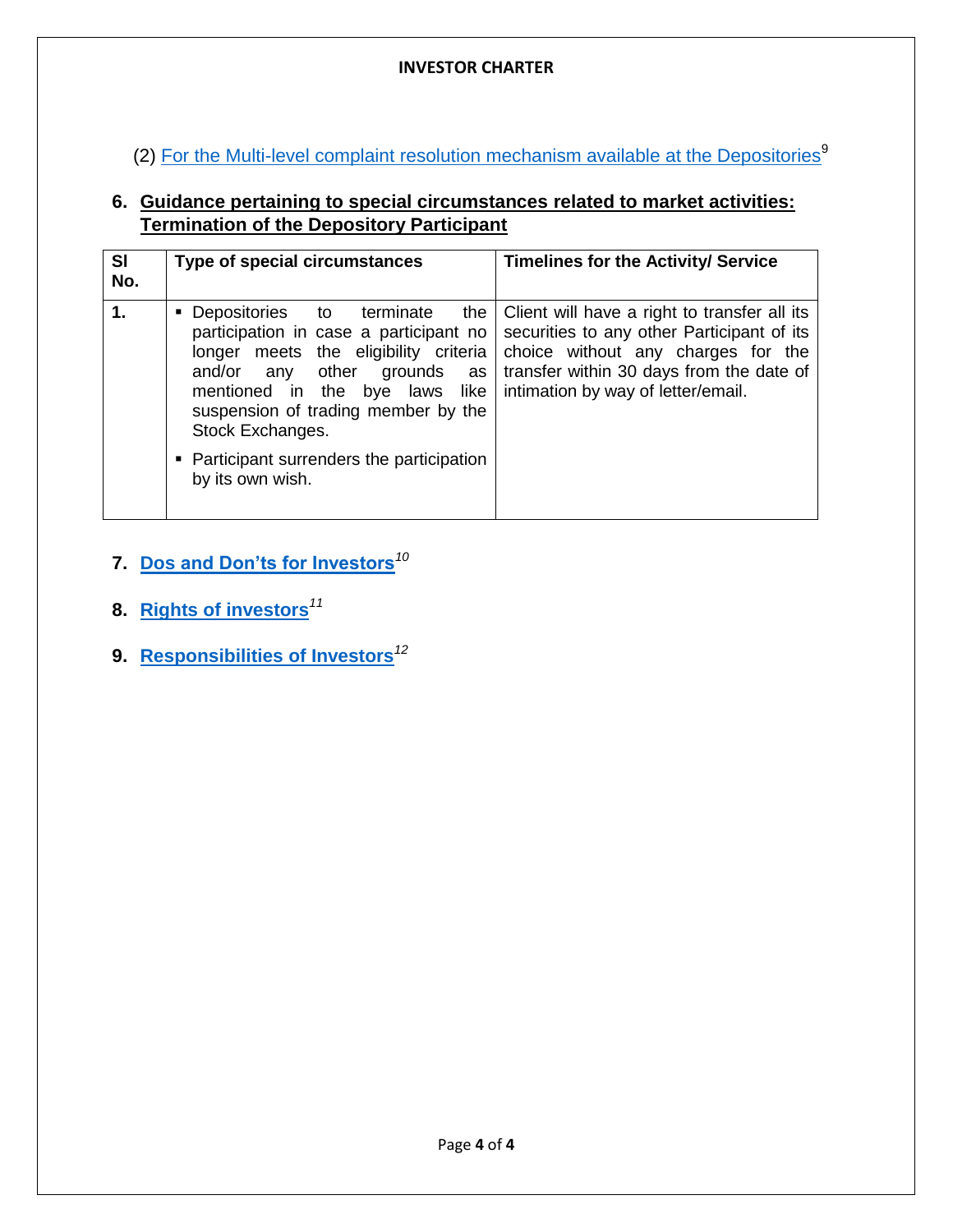(2) For the Multi-level complaint resolution mechanism available at the Depositories[9]

6. **Guidance pertaining to special circumstances related to market activities: Termination of the Depository Participant**

| Sl No. | Type of special circumstances | Timelines for the Activity/ Service |
|---|---|---|
| **1.** | ▪ Depositories to terminate the participation in case a participant no longer meets the eligibility criteria and/or any other grounds as mentioned in the bye laws like suspension of trading member by the Stock Exchanges.<br>▪ Participant surrenders the participation by its own wish. | Client will have a right to transfer all its securities to any other Participant of its choice without any charges for the transfer within 30 days from the date of intimation by way of letter/email. |

7. **Dos and Don's for Investors**[10]

8. **Rights of investors**[11]

9. **Responsibilities of Investors**[12]